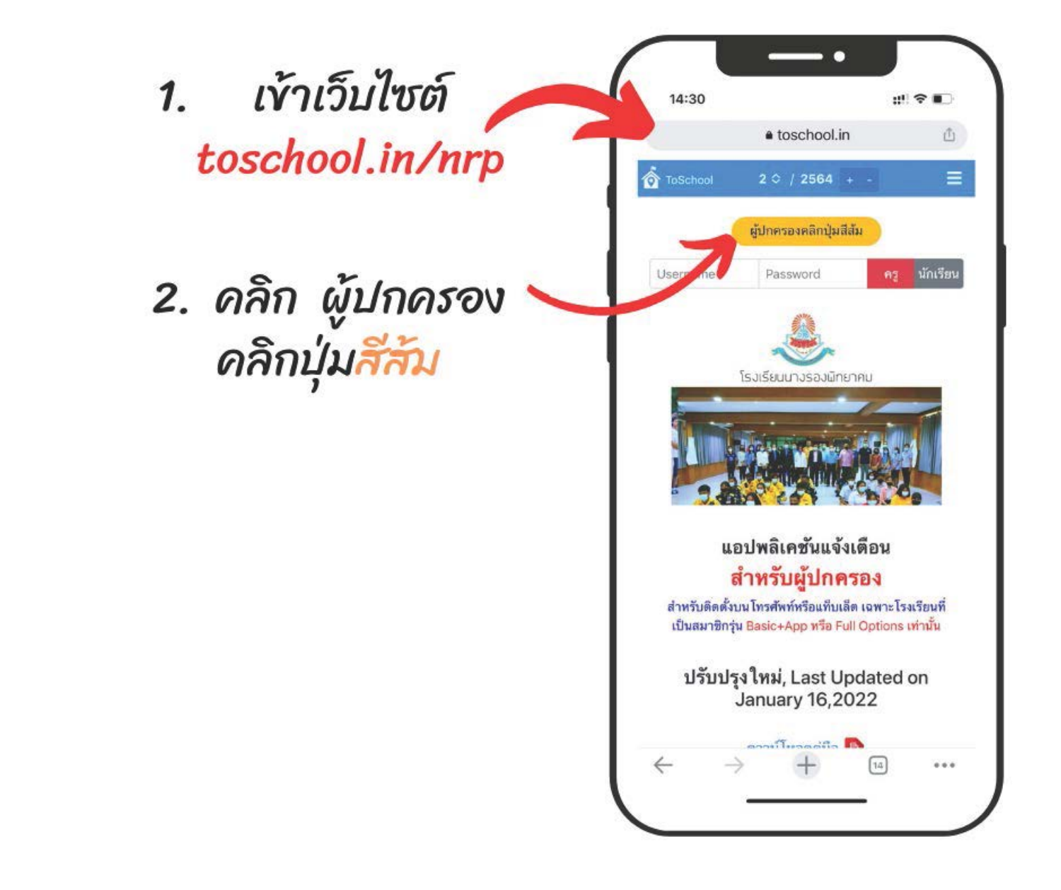1. เข้าเว็บไซต์ **toschool.in/nrp**

2. คลิก ผู้ปกครอง คลิกปุ่มสีส้ม

14:30

toschool.in

ToSchool 2 / 2564 + -

ผู้ปกครองคลิกปุ่มสีส้ม

Username | Password | ครู | นักเรียน

โรงเรียนนางรองพิทยาคม

แอปพลิเคชันแจ้งเตือน

**สำหรับผู้ปกครอง**

สำหรับติดตั้งบนโทรศัพท์หรือแท็บเล็ต เฉพาะโรงเรียนที่เป็นสมาชิกรุ่น Basic+App หรือ Full Options เท่านั้น

ปรับปรุงใหม่, Last Updated on January 16,2022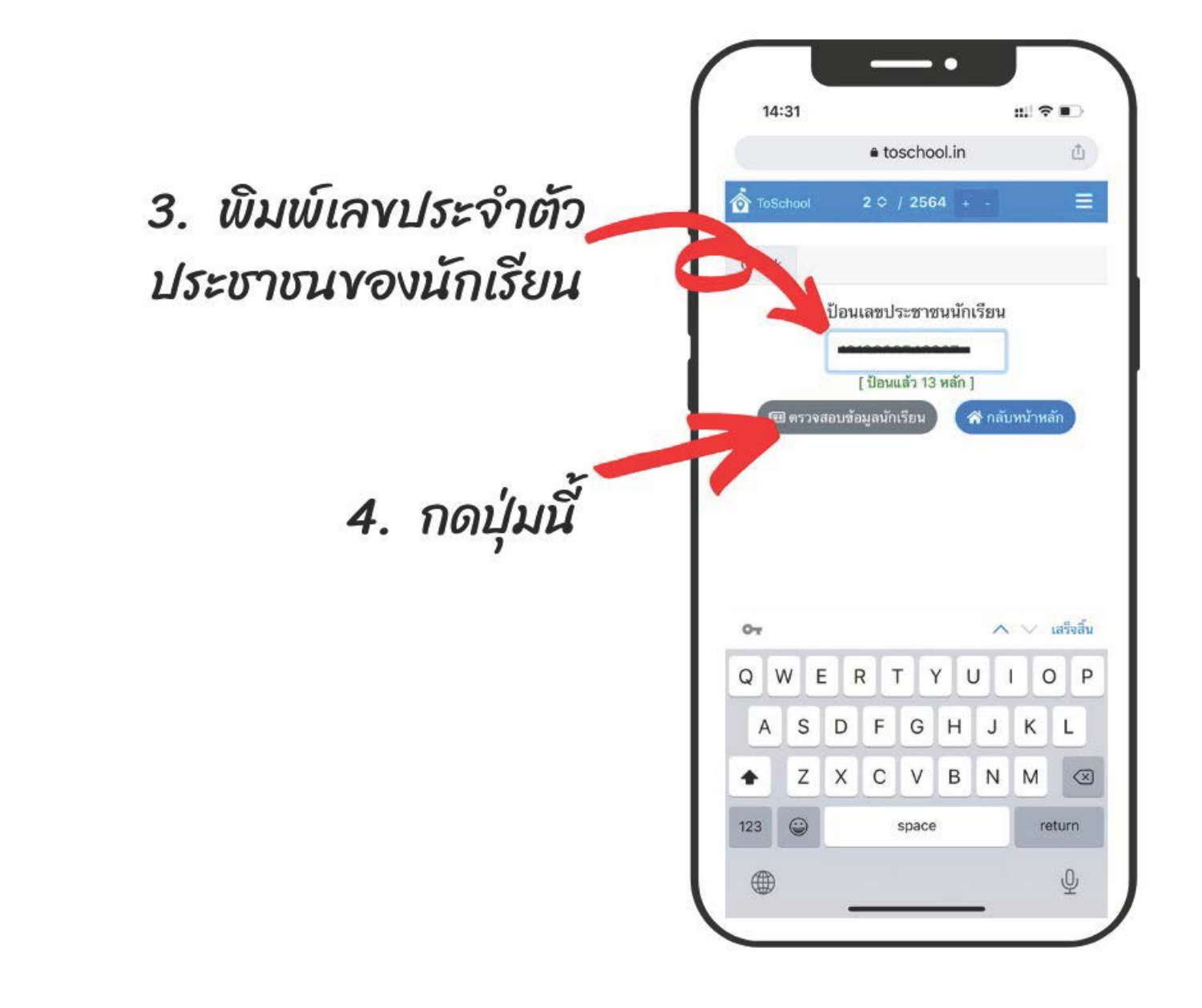3. พิมพ์เลขประจำตัวประชาชนของนักเรียน

4. กดปุ่มนี้

14:31

toschool.in

ToSchool 2 / 2564

ป้อนเลขประชาชนนักเรียน

[ ป้อนแล้ว 13 หลัก ]

ตรวจสอบข้อมูลนักเรียน

กลับหน้าหลัก

เสร็จสิ้น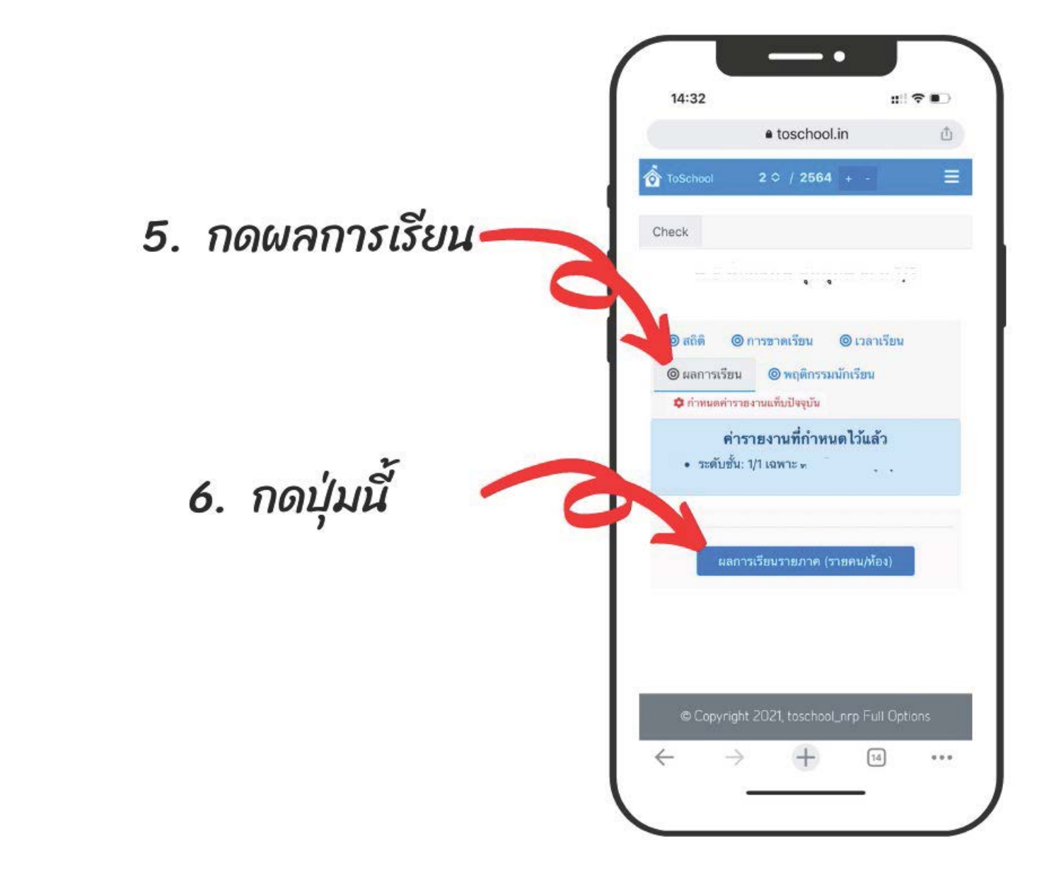5. กดผลการเรียน

6. กดปุ่มนี้

14:32

toschool.in

ToSchool 2 / 2564 + -

Check

สถิติ การขาดเรียน เวลาเรียน

ผลการเรียน พฤติกรรมนักเรียน

กำหนดค่ารายงานแท็บปัจจุบัน

ค่ารายงานที่กำหนดไว้แล้ว

- ระดับชั้น: 1/1 เฉพาะ

ผลการเรียนรายภาค (รายคน/ห้อง)

© Copyright 2021, toschool_nrp Full Options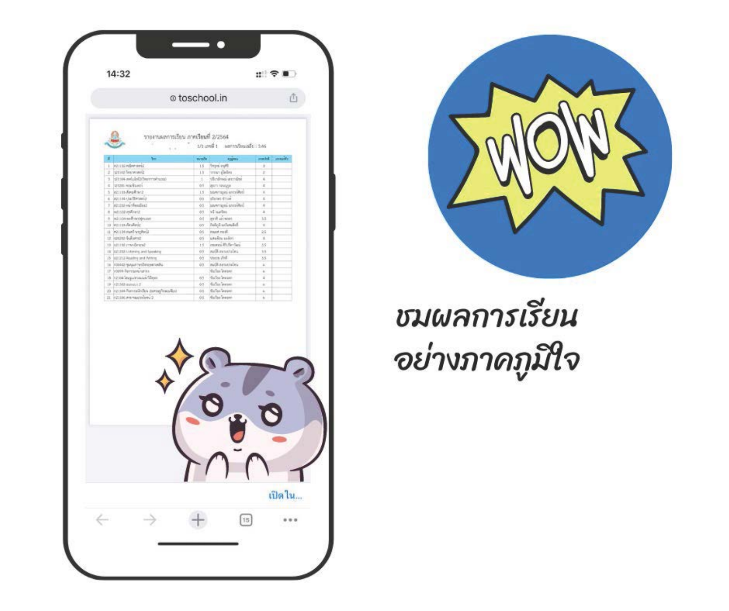ชมผลการเรียน
อย่างภาคภูมิใจ